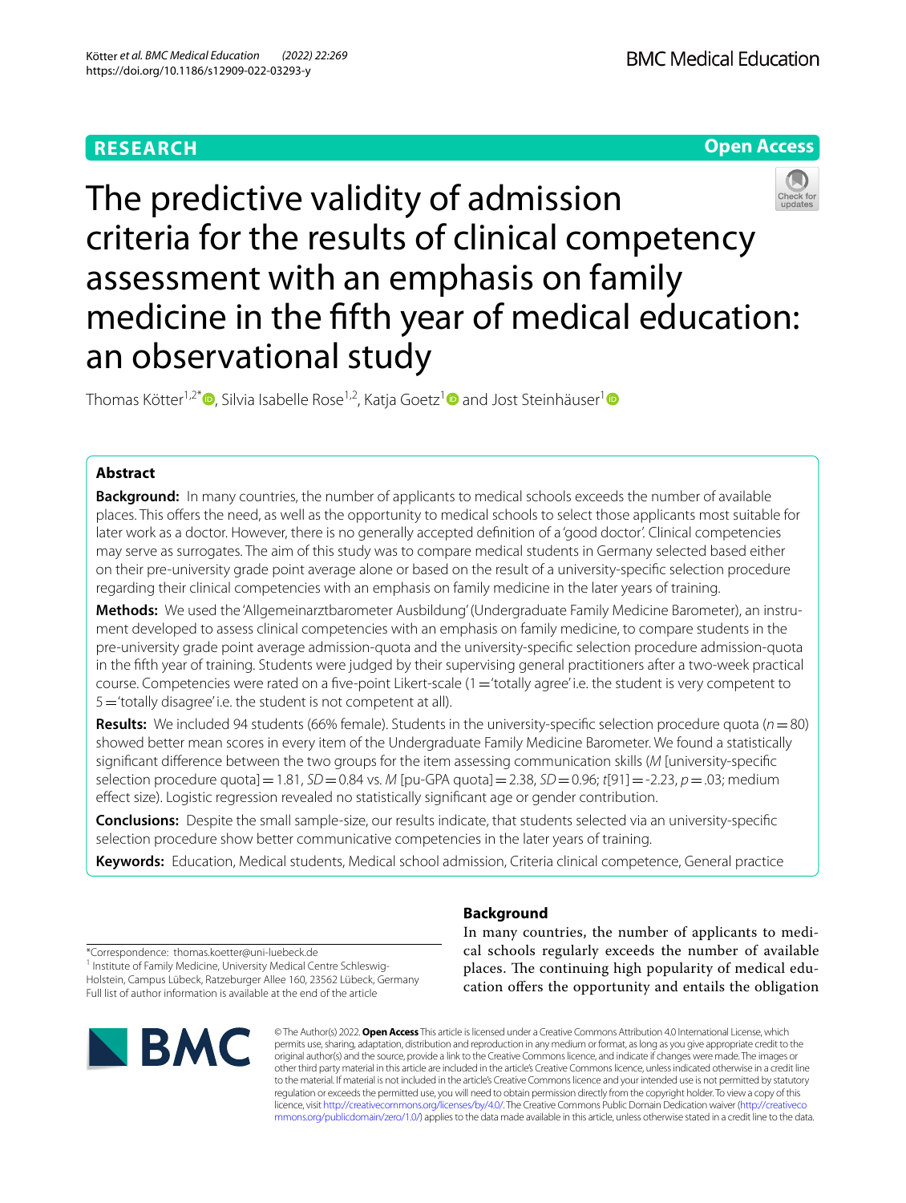RESEARCH

Open Access

# The predictive validity of admission criteria for the results of clinical competency assessment with an emphasis on family medicine in the fifth year of medical education: an observational study

Thomas Kötter[1,2*], Silvia Isabelle Rose[1,2], Katja Goetz[1] and Jost Steinhäuser[1]

## Abstract

**Background:** In many countries, the number of applicants to medical schools exceeds the number of available places. This offers the need, as well as the opportunity to medical schools to select those applicants most suitable for later work as a doctor. However, there is no generally accepted definition of a 'good doctor'. Clinical competencies may serve as surrogates. The aim of this study was to compare medical students in Germany selected based either on their pre-university grade point average alone or based on the result of a university-specific selection procedure regarding their clinical competencies with an emphasis on family medicine in the later years of training.

**Methods:** We used the 'Allgemeinarztbarometer Ausbildung' (Undergraduate Family Medicine Barometer), an instrument developed to assess clinical competencies with an emphasis on family medicine, to compare students in the pre-university grade point average admission-quota and the university-specific selection procedure admission-quota in the fifth year of training. Students were judged by their supervising general practitioners after a two-week practical course. Competencies were rated on a five-point Likert-scale (1 = 'totally agree' i.e. the student is very competent to 5 = 'totally disagree' i.e. the student is not competent at all).

**Results:** We included 94 students (66% female). Students in the university-specific selection procedure quota ($n = 80$) showed better mean scores in every item of the Undergraduate Family Medicine Barometer. We found a statistically significant difference between the two groups for the item assessing communication skills (*M* [university-specific selection procedure quota] = 1.81, *SD* = 0.84 vs. *M* [pu-GPA quota] = 2.38, *SD* = 0.96; $t[91] = -2.23$, $p = .03$; medium effect size). Logistic regression revealed no statistically significant age or gender contribution.

**Conclusions:** Despite the small sample-size, our results indicate, that students selected via an university-specific selection procedure show better communicative competencies in the later years of training.

**Keywords:** Education, Medical students, Medical school admission, Criteria clinical competence, General practice

## Background

In many countries, the number of applicants to medical schools regularly exceeds the number of available places. The continuing high popularity of medical education offers the opportunity and entails the obligation

*Correspondence: thomas.koetter@uni-luebeck.de

[1] Institute of Family Medicine, University Medical Centre Schleswig-Holstein, Campus Lübeck, Ratzeburger Allee 160, 23562 Lübeck, Germany

Full list of author information is available at the end of the article

© The Author(s) 2022. **Open Access** This article is licensed under a Creative Commons Attribution 4.0 International License, which permits use, sharing, adaptation, distribution and reproduction in any medium or format, as long as you give appropriate credit to the original author(s) and the source, provide a link to the Creative Commons licence, and indicate if changes were made. The images or other third party material in this article are included in the article's Creative Commons licence, unless indicated otherwise in a credit line to the material. If material is not included in the article's Creative Commons licence and your intended use is not permitted by statutory regulation or exceeds the permitted use, you will need to obtain permission directly from the copyright holder. To view a copy of this licence, visit http://creativecommons.org/licenses/by/4.0/. The Creative Commons Public Domain Dedication waiver (http://creativecommons.org/publicdomain/zero/1.0/) applies to the data made available in this article, unless otherwise stated in a credit line to the data.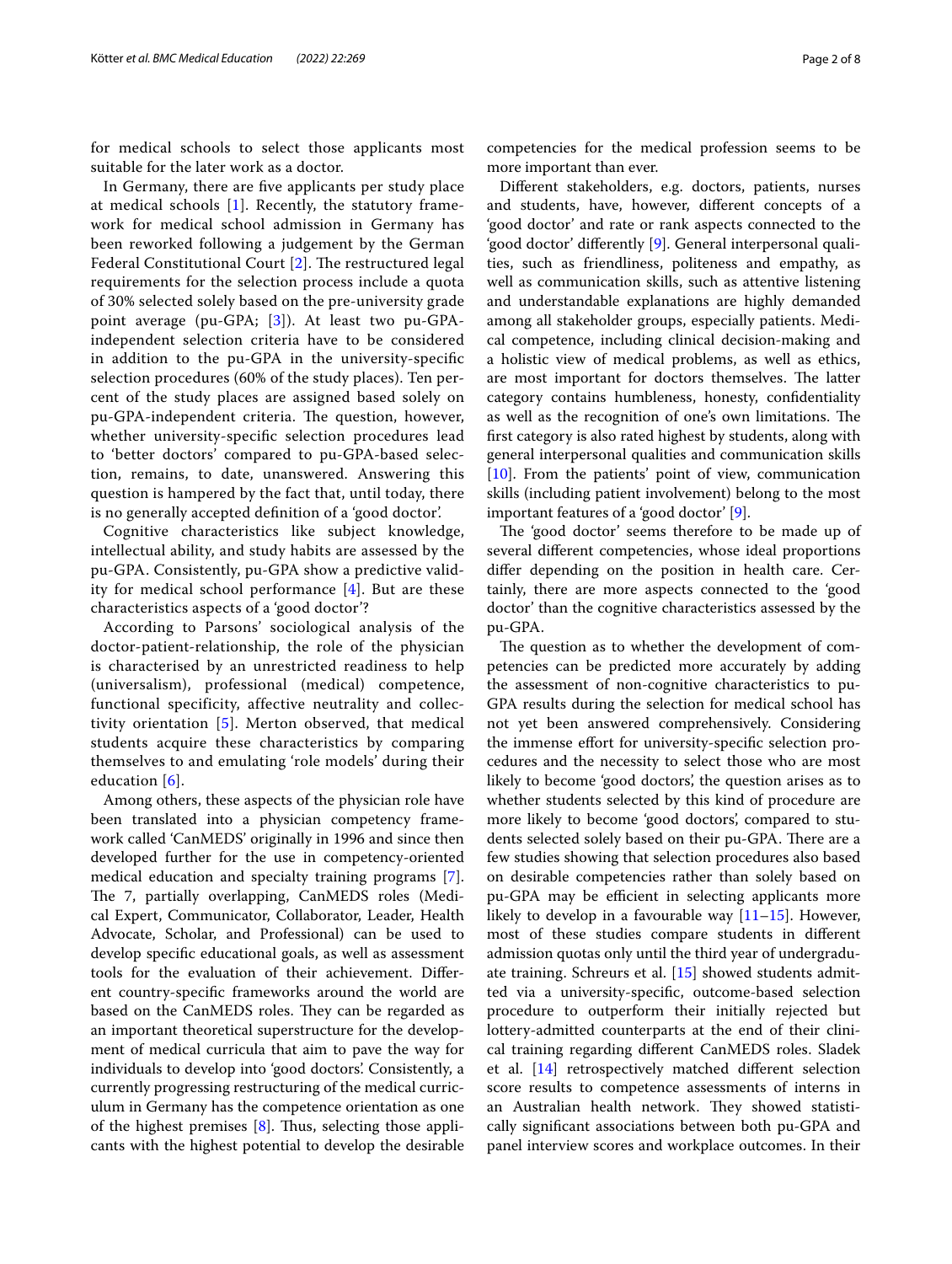for medical schools to select those applicants most suitable for the later work as a doctor.

In Germany, there are five applicants per study place at medical schools [1]. Recently, the statutory framework for medical school admission in Germany has been reworked following a judgement by the German Federal Constitutional Court [2]. The restructured legal requirements for the selection process include a quota of 30% selected solely based on the pre-university grade point average (pu-GPA; [3]). At least two pu-GPA-independent selection criteria have to be considered in addition to the pu-GPA in the university-specific selection procedures (60% of the study places). Ten percent of the study places are assigned based solely on pu-GPA-independent criteria. The question, however, whether university-specific selection procedures lead to 'better doctors' compared to pu-GPA-based selection, remains, to date, unanswered. Answering this question is hampered by the fact that, until today, there is no generally accepted definition of a 'good doctor'.

Cognitive characteristics like subject knowledge, intellectual ability, and study habits are assessed by the pu-GPA. Consistently, pu-GPA show a predictive validity for medical school performance [4]. But are these characteristics aspects of a 'good doctor'?

According to Parsons' sociological analysis of the doctor-patient-relationship, the role of the physician is characterised by an unrestricted readiness to help (universalism), professional (medical) competence, functional specificity, affective neutrality and collectivity orientation [5]. Merton observed, that medical students acquire these characteristics by comparing themselves to and emulating 'role models' during their education [6].

Among others, these aspects of the physician role have been translated into a physician competency framework called 'CanMEDS' originally in 1996 and since then developed further for the use in competency-oriented medical education and specialty training programs [7]. The 7, partially overlapping, CanMEDS roles (Medical Expert, Communicator, Collaborator, Leader, Health Advocate, Scholar, and Professional) can be used to develop specific educational goals, as well as assessment tools for the evaluation of their achievement. Different country-specific frameworks around the world are based on the CanMEDS roles. They can be regarded as an important theoretical superstructure for the development of medical curricula that aim to pave the way for individuals to develop into 'good doctors'. Consistently, a currently progressing restructuring of the medical curriculum in Germany has the competence orientation as one of the highest premises [8]. Thus, selecting those applicants with the highest potential to develop the desirable competencies for the medical profession seems to be more important than ever.

Different stakeholders, e.g. doctors, patients, nurses and students, have, however, different concepts of a 'good doctor' and rate or rank aspects connected to the 'good doctor' differently [9]. General interpersonal qualities, such as friendliness, politeness and empathy, as well as communication skills, such as attentive listening and understandable explanations are highly demanded among all stakeholder groups, especially patients. Medical competence, including clinical decision-making and a holistic view of medical problems, as well as ethics, are most important for doctors themselves. The latter category contains humbleness, honesty, confidentiality as well as the recognition of one's own limitations. The first category is also rated highest by students, along with general interpersonal qualities and communication skills [10]. From the patients' point of view, communication skills (including patient involvement) belong to the most important features of a 'good doctor' [9].

The 'good doctor' seems therefore to be made up of several different competencies, whose ideal proportions differ depending on the position in health care. Certainly, there are more aspects connected to the 'good doctor' than the cognitive characteristics assessed by the pu-GPA.

The question as to whether the development of competencies can be predicted more accurately by adding the assessment of non-cognitive characteristics to pu-GPA results during the selection for medical school has not yet been answered comprehensively. Considering the immense effort for university-specific selection procedures and the necessity to select those who are most likely to become 'good doctors', the question arises as to whether students selected by this kind of procedure are more likely to become 'good doctors', compared to students selected solely based on their pu-GPA. There are a few studies showing that selection procedures also based on desirable competencies rather than solely based on pu-GPA may be efficient in selecting applicants more likely to develop in a favourable way [11–15]. However, most of these studies compare students in different admission quotas only until the third year of undergraduate training. Schreurs et al. [15] showed students admitted via a university-specific, outcome-based selection procedure to outperform their initially rejected but lottery-admitted counterparts at the end of their clinical training regarding different CanMEDS roles. Sladek et al. [14] retrospectively matched different selection score results to competence assessments of interns in an Australian health network. They showed statistically significant associations between both pu-GPA and panel interview scores and workplace outcomes. In their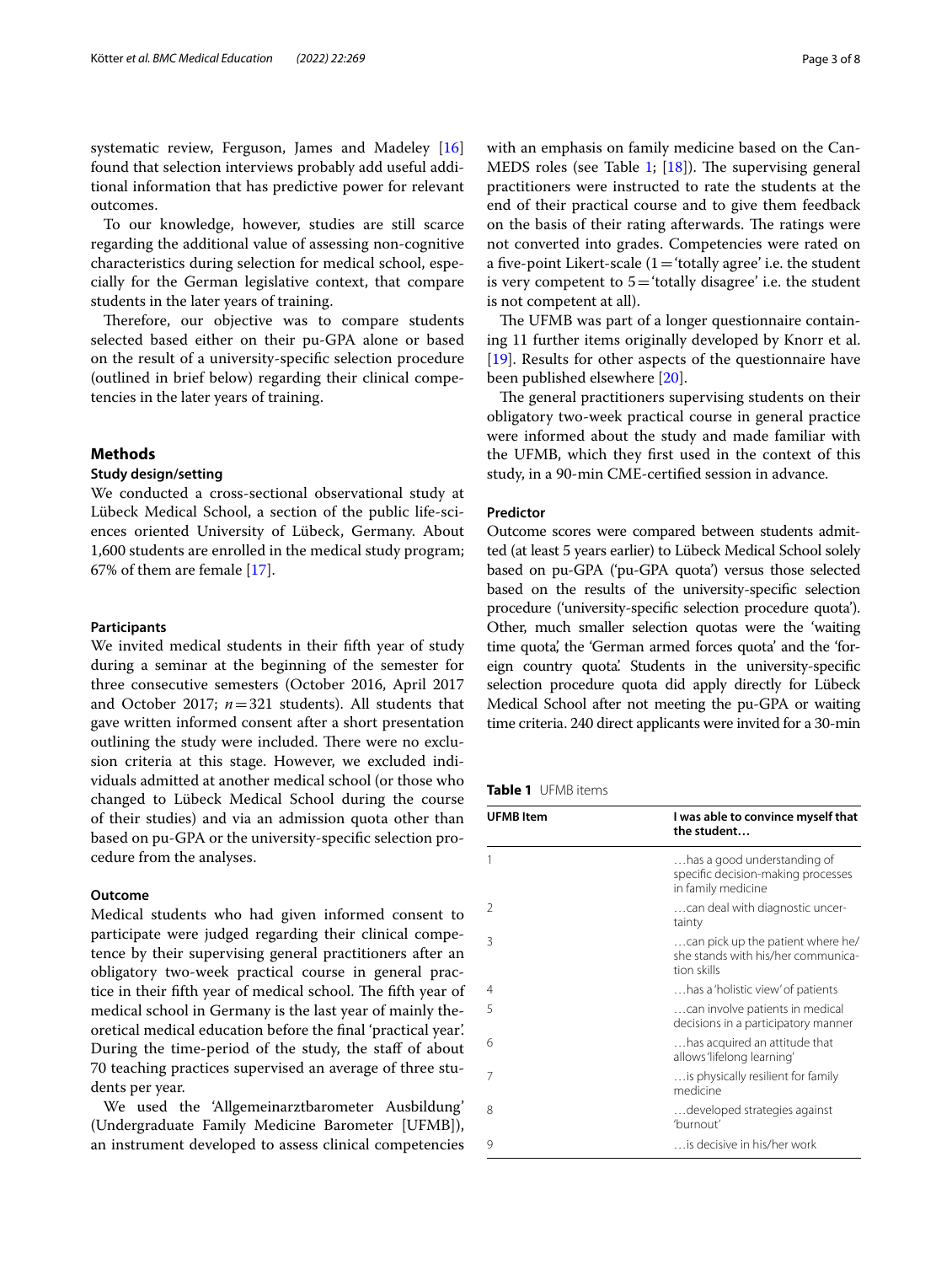systematic review, Ferguson, James and Madeley [16] found that selection interviews probably add useful additional information that has predictive power for relevant outcomes.

To our knowledge, however, studies are still scarce regarding the additional value of assessing non-cognitive characteristics during selection for medical school, especially for the German legislative context, that compare students in the later years of training.

Therefore, our objective was to compare students selected based either on their pu-GPA alone or based on the result of a university-specific selection procedure (outlined in brief below) regarding their clinical competencies in the later years of training.

## Methods

### Study design/setting

We conducted a cross-sectional observational study at Lübeck Medical School, a section of the public life-sciences oriented University of Lübeck, Germany. About 1,600 students are enrolled in the medical study program; 67% of them are female [17].

### Participants

We invited medical students in their fifth year of study during a seminar at the beginning of the semester for three consecutive semesters (October 2016, April 2017 and October 2017; $n=321$ students). All students that gave written informed consent after a short presentation outlining the study were included. There were no exclusion criteria at this stage. However, we excluded individuals admitted at another medical school (or those who changed to Lübeck Medical School during the course of their studies) and via an admission quota other than based on pu-GPA or the university-specific selection procedure from the analyses.

### Outcome

Medical students who had given informed consent to participate were judged regarding their clinical competence by their supervising general practitioners after an obligatory two-week practical course in general practice in their fifth year of medical school. The fifth year of medical school in Germany is the last year of mainly theoretical medical education before the final 'practical year'. During the time-period of the study, the staff of about 70 teaching practices supervised an average of three students per year.

We used the 'Allgemeinarztbarometer Ausbildung' (Undergraduate Family Medicine Barometer [UFMB]), an instrument developed to assess clinical competencies with an emphasis on family medicine based on the CanMEDS roles (see Table 1; [18]). The supervising general practitioners were instructed to rate the students at the end of their practical course and to give them feedback on the basis of their rating afterwards. The ratings were not converted into grades. Competencies were rated on a five-point Likert-scale (1 = 'totally agree' i.e. the student is very competent to 5 = 'totally disagree' i.e. the student is not competent at all).

The UFMB was part of a longer questionnaire containing 11 further items originally developed by Knorr et al. [19]. Results for other aspects of the questionnaire have been published elsewhere [20].

The general practitioners supervising students on their obligatory two-week practical course in general practice were informed about the study and made familiar with the UFMB, which they first used in the context of this study, in a 90-min CME-certified session in advance.

### Predictor

Outcome scores were compared between students admitted (at least 5 years earlier) to Lübeck Medical School solely based on pu-GPA ('pu-GPA quota') versus those selected based on the results of the university-specific selection procedure ('university-specific selection procedure quota'). Other, much smaller selection quotas were the 'waiting time quota', the 'German armed forces quota' and the 'foreign country quota'. Students in the university-specific selection procedure quota did apply directly for Lübeck Medical School after not meeting the pu-GPA or waiting time criteria. 240 direct applicants were invited for a 30-min

**Table 1** UFMB items

| UFMB Item | I was able to convince myself that the student… |
|---|---|
| 1 | …has a good understanding of specific decision-making processes in family medicine |
| 2 | …can deal with diagnostic uncertainty |
| 3 | …can pick up the patient where he/she stands with his/her communication skills |
| 4 | …has a 'holistic view' of patients |
| 5 | …can involve patients in medical decisions in a participatory manner |
| 6 | …has acquired an attitude that allows 'lifelong learning' |
| 7 | …is physically resilient for family medicine |
| 8 | …developed strategies against 'burnout' |
| 9 | …is decisive in his/her work |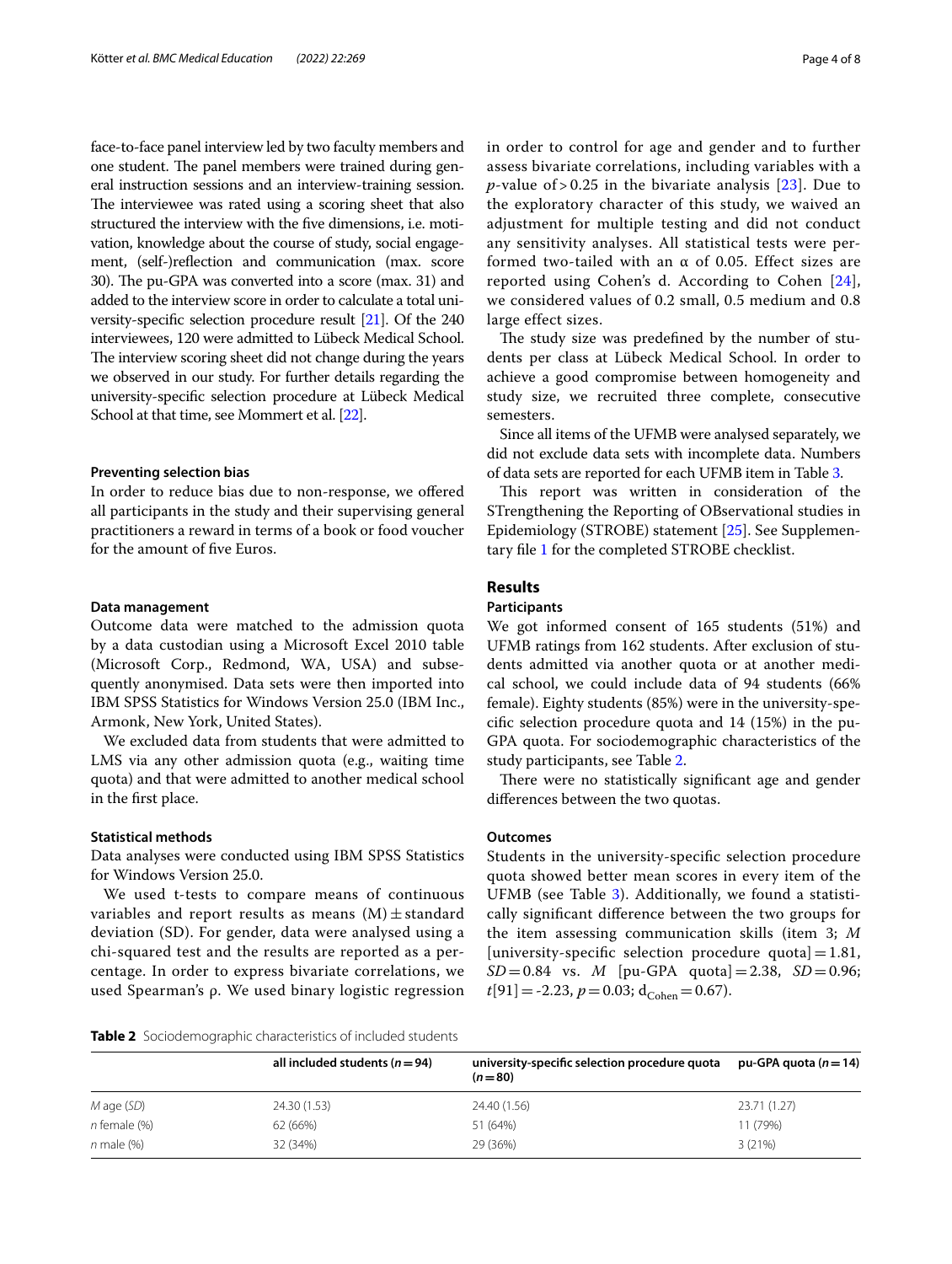face-to-face panel interview led by two faculty members and one student. The panel members were trained during general instruction sessions and an interview-training session. The interviewee was rated using a scoring sheet that also structured the interview with the five dimensions, i.e. motivation, knowledge about the course of study, social engagement, (self-)reflection and communication (max. score 30). The pu-GPA was converted into a score (max. 31) and added to the interview score in order to calculate a total university-specific selection procedure result [21]. Of the 240 interviewees, 120 were admitted to Lübeck Medical School. The interview scoring sheet did not change during the years we observed in our study. For further details regarding the university-specific selection procedure at Lübeck Medical School at that time, see Mommert et al. [22].

### Preventing selection bias

In order to reduce bias due to non-response, we offered all participants in the study and their supervising general practitioners a reward in terms of a book or food voucher for the amount of five Euros.

### Data management

Outcome data were matched to the admission quota by a data custodian using a Microsoft Excel 2010 table (Microsoft Corp., Redmond, WA, USA) and subsequently anonymised. Data sets were then imported into IBM SPSS Statistics for Windows Version 25.0 (IBM Inc., Armonk, New York, United States).

We excluded data from students that were admitted to LMS via any other admission quota (e.g., waiting time quota) and that were admitted to another medical school in the first place.

### Statistical methods

Data analyses were conducted using IBM SPSS Statistics for Windows Version 25.0.

We used t-tests to compare means of continuous variables and report results as means (M) ± standard deviation (SD). For gender, data were analysed using a chi-squared test and the results are reported as a percentage. In order to express bivariate correlations, we used Spearman's ρ. We used binary logistic regression in order to control for age and gender and to further assess bivariate correlations, including variables with a *p*-value of > 0.25 in the bivariate analysis [23]. Due to the exploratory character of this study, we waived an adjustment for multiple testing and did not conduct any sensitivity analyses. All statistical tests were performed two-tailed with an α of 0.05. Effect sizes are reported using Cohen's d. According to Cohen [24], we considered values of 0.2 small, 0.5 medium and 0.8 large effect sizes.

The study size was predefined by the number of students per class at Lübeck Medical School. In order to achieve a good compromise between homogeneity and study size, we recruited three complete, consecutive semesters.

Since all items of the UFMB were analysed separately, we did not exclude data sets with incomplete data. Numbers of data sets are reported for each UFMB item in Table 3.

This report was written in consideration of the STrengthening the Reporting of OBservational studies in Epidemiology (STROBE) statement [25]. See Supplementary file 1 for the completed STROBE checklist.

## Results

### Participants

We got informed consent of 165 students (51%) and UFMB ratings from 162 students. After exclusion of students admitted via another quota or at another medical school, we could include data of 94 students (66% female). Eighty students (85%) were in the university-specific selection procedure quota and 14 (15%) in the pu-GPA quota. For sociodemographic characteristics of the study participants, see Table 2.

There were no statistically significant age and gender differences between the two quotas.

### Outcomes

Students in the university-specific selection procedure quota showed better mean scores in every item of the UFMB (see Table 3). Additionally, we found a statistically significant difference between the two groups for the item assessing communication skills (item 3; *M* [university-specific selection procedure quota] = 1.81, *SD* = 0.84 vs. *M* [pu-GPA quota] = 2.38, *SD* = 0.96; $t[91] = -2.23$, $p = 0.03$; $d_{Cohen} = 0.67$).

**Table 2** Sociodemographic characteristics of included students

| | all included students (*n* = 94) | university-specific selection procedure quota (*n* = 80) | pu-GPA quota (*n* = 14) |
|---|---|---|---|
| *M* age (*SD*) | 24.30 (1.53) | 24.40 (1.56) | 23.71 (1.27) |
| *n* female (%) | 62 (66%) | 51 (64%) | 11 (79%) |
| *n* male (%) | 32 (34%) | 29 (36%) | 3 (21%) |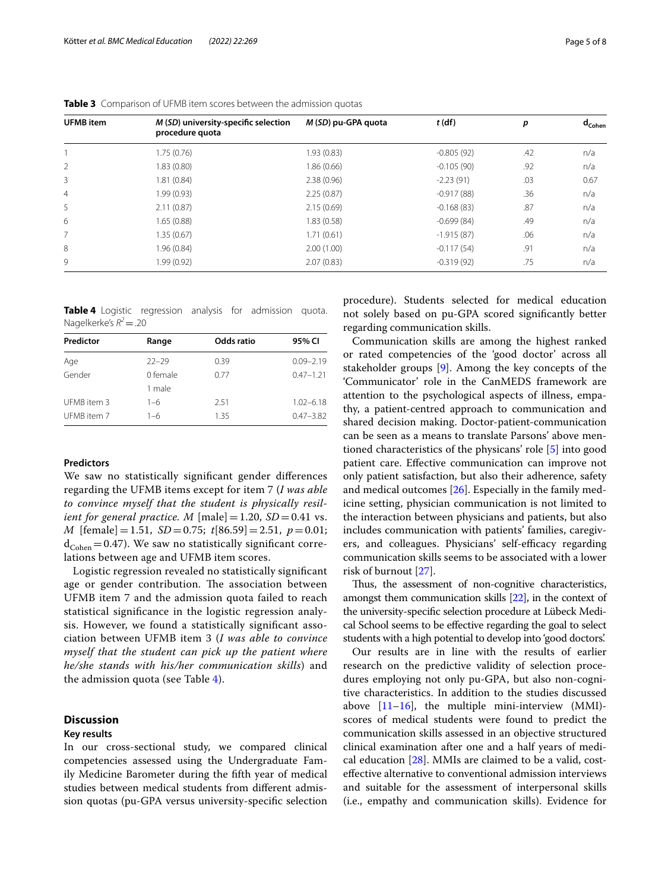**Table 3** Comparison of UFMB item scores between the admission quotas

| UFMB item | *M* (*SD*) university-specific selection procedure quota | *M* (*SD*) pu-GPA quota | *t* (df) | *p* | $d_{Cohen}$ |
|---|---|---|---|---|---|
| 1 | 1.75 (0.76) | 1.93 (0.83) | -0.805 (92) | .42 | n/a |
| 2 | 1.83 (0.80) | 1.86 (0.66) | -0.105 (90) | .92 | n/a |
| 3 | 1.81 (0.84) | 2.38 (0.96) | -2.23 (91) | .03 | 0.67 |
| 4 | 1.99 (0.93) | 2.25 (0.87) | -0.917 (88) | .36 | n/a |
| 5 | 2.11 (0.87) | 2.15 (0.69) | -0.168 (83) | .87 | n/a |
| 6 | 1.65 (0.88) | 1.83 (0.58) | -0.699 (84) | .49 | n/a |
| 7 | 1.35 (0.67) | 1.71 (0.61) | -1.915 (87) | .06 | n/a |
| 8 | 1.96 (0.84) | 2.00 (1.00) | -0.117 (54) | .91 | n/a |
| 9 | 1.99 (0.92) | 2.07 (0.83) | -0.319 (92) | .75 | n/a |

**Table 4** Logistic regression analysis for admission quota. Nagelkerke's $R^2 = .20$

| Predictor | Range | Odds ratio | 95% CI |
|---|---|---|---|
| Age | 22–29 | 0.39 | 0.09–2.19 |
| Gender | 0 female | 0.77 | 0.47–1.21 |
| | 1 male | | |
| UFMB item 3 | 1–6 | 2.51 | 1.02–6.18 |
| UFMB item 7 | 1–6 | 1.35 | 0.47–3.82 |

### Predictors

We saw no statistically significant gender differences regarding the UFMB items except for item 7 (*I was able to convince myself that the student is physically resilient for general practice.* $M$ [male] = 1.20, $SD = 0.41$ vs. $M$ [female] = 1.51, $SD = 0.75$; $t[86.59] = 2.51$, $p = 0.01$; $d_{Cohen} = 0.47$). We saw no statistically significant correlations between age and UFMB item scores.

Logistic regression revealed no statistically significant age or gender contribution. The association between UFMB item 7 and the admission quota failed to reach statistical significance in the logistic regression analysis. However, we found a statistically significant association between UFMB item 3 (*I was able to convince myself that the student can pick up the patient where he/she stands with his/her communication skills*) and the admission quota (see Table 4).

## Discussion

### Key results

In our cross-sectional study, we compared clinical competencies assessed using the Undergraduate Family Medicine Barometer during the fifth year of medical studies between medical students from different admission quotas (pu-GPA versus university-specific selection procedure). Students selected for medical education not solely based on pu-GPA scored significantly better regarding communication skills.

Communication skills are among the highest ranked or rated competencies of the 'good doctor' across all stakeholder groups [9]. Among the key concepts of the 'Communicator' role in the CanMEDS framework are attention to the psychological aspects of illness, empathy, a patient-centred approach to communication and shared decision making. Doctor-patient-communication can be seen as a means to translate Parsons' above mentioned characteristics of the physicans' role [5] into good patient care. Effective communication can improve not only patient satisfaction, but also their adherence, safety and medical outcomes [26]. Especially in the family medicine setting, physician communication is not limited to the interaction between physicians and patients, but also includes communication with patients' families, caregivers, and colleagues. Physicians' self-efficacy regarding communication skills seems to be associated with a lower risk of burnout [27].

Thus, the assessment of non-cognitive characteristics, amongst them communication skills [22], in the context of the university-specific selection procedure at Lübeck Medical School seems to be effective regarding the goal to select students with a high potential to develop into 'good doctors'.

Our results are in line with the results of earlier research on the predictive validity of selection procedures employing not only pu-GPA, but also non-cognitive characteristics. In addition to the studies discussed above [11–16], the multiple mini-interview (MMI)-scores of medical students were found to predict the communication skills assessed in an objective structured clinical examination after one and a half years of medical education [28]. MMIs are claimed to be a valid, cost-effective alternative to conventional admission interviews and suitable for the assessment of interpersonal skills (i.e., empathy and communication skills). Evidence for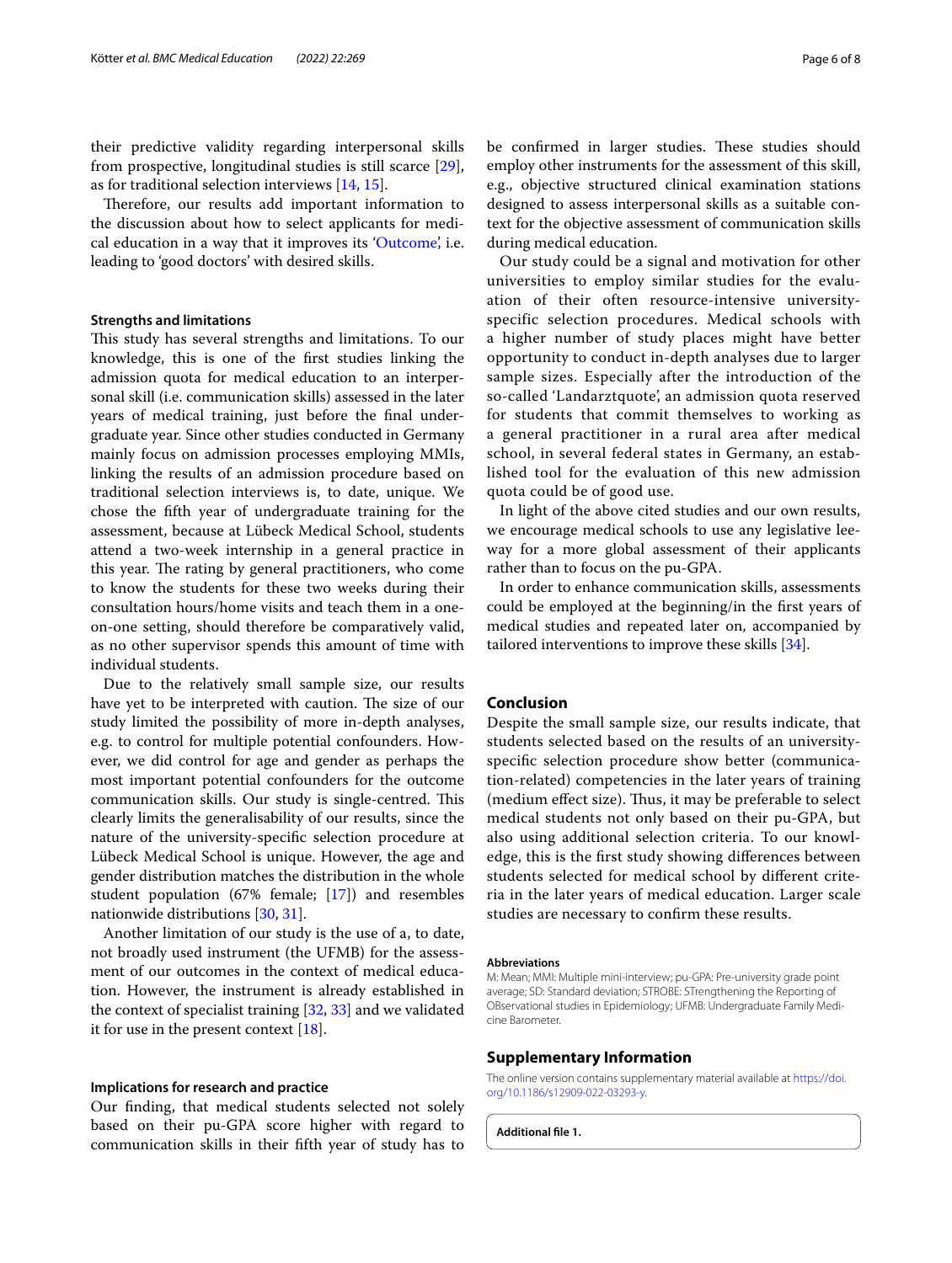their predictive validity regarding interpersonal skills from prospective, longitudinal studies is still scarce [29], as for traditional selection interviews [14, 15].

Therefore, our results add important information to the discussion about how to select applicants for medical education in a way that it improves its 'Outcome', i.e. leading to 'good doctors' with desired skills.

### Strengths and limitations

This study has several strengths and limitations. To our knowledge, this is one of the first studies linking the admission quota for medical education to an interpersonal skill (i.e. communication skills) assessed in the later years of medical training, just before the final undergraduate year. Since other studies conducted in Germany mainly focus on admission processes employing MMIs, linking the results of an admission procedure based on traditional selection interviews is, to date, unique. We chose the fifth year of undergraduate training for the assessment, because at Lübeck Medical School, students attend a two-week internship in a general practice in this year. The rating by general practitioners, who come to know the students for these two weeks during their consultation hours/home visits and teach them in a one-on-one setting, should therefore be comparatively valid, as no other supervisor spends this amount of time with individual students.

Due to the relatively small sample size, our results have yet to be interpreted with caution. The size of our study limited the possibility of more in-depth analyses, e.g. to control for multiple potential confounders. However, we did control for age and gender as perhaps the most important potential confounders for the outcome communication skills. Our study is single-centred. This clearly limits the generalisability of our results, since the nature of the university-specific selection procedure at Lübeck Medical School is unique. However, the age and gender distribution matches the distribution in the whole student population (67% female; [17]) and resembles nationwide distributions [30, 31].

Another limitation of our study is the use of a, to date, not broadly used instrument (the UFMB) for the assessment of our outcomes in the context of medical education. However, the instrument is already established in the context of specialist training [32, 33] and we validated it for use in the present context [18].

### Implications for research and practice

Our finding, that medical students selected not solely based on their pu-GPA score higher with regard to communication skills in their fifth year of study has to be confirmed in larger studies. These studies should employ other instruments for the assessment of this skill, e.g., objective structured clinical examination stations designed to assess interpersonal skills as a suitable context for the objective assessment of communication skills during medical education.

Our study could be a signal and motivation for other universities to employ similar studies for the evaluation of their often resource-intensive university-specific selection procedures. Medical schools with a higher number of study places might have better opportunity to conduct in-depth analyses due to larger sample sizes. Especially after the introduction of the so-called 'Landarztquote', an admission quota reserved for students that commit themselves to working as a general practitioner in a rural area after medical school, in several federal states in Germany, an established tool for the evaluation of this new admission quota could be of good use.

In light of the above cited studies and our own results, we encourage medical schools to use any legislative leeway for a more global assessment of their applicants rather than to focus on the pu-GPA.

In order to enhance communication skills, assessments could be employed at the beginning/in the first years of medical studies and repeated later on, accompanied by tailored interventions to improve these skills [34].

## Conclusion

Despite the small sample size, our results indicate, that students selected based on the results of an university-specific selection procedure show better (communication-related) competencies in the later years of training (medium effect size). Thus, it may be preferable to select medical students not only based on their pu-GPA, but also using additional selection criteria. To our knowledge, this is the first study showing differences between students selected for medical school by different criteria in the later years of medical education. Larger scale studies are necessary to confirm these results.

#### Abbreviations

M: Mean; MMI: Multiple mini-interview; pu-GPA: Pre-university grade point average; SD: Standard deviation; STROBE: STrengthening the Reporting of OBservational studies in Epidemiology; UFMB: Undergraduate Family Medicine Barometer.

## Supplementary Information

The online version contains supplementary material available at https://doi.org/10.1186/s12909-022-03293-y.

**Additional file 1.**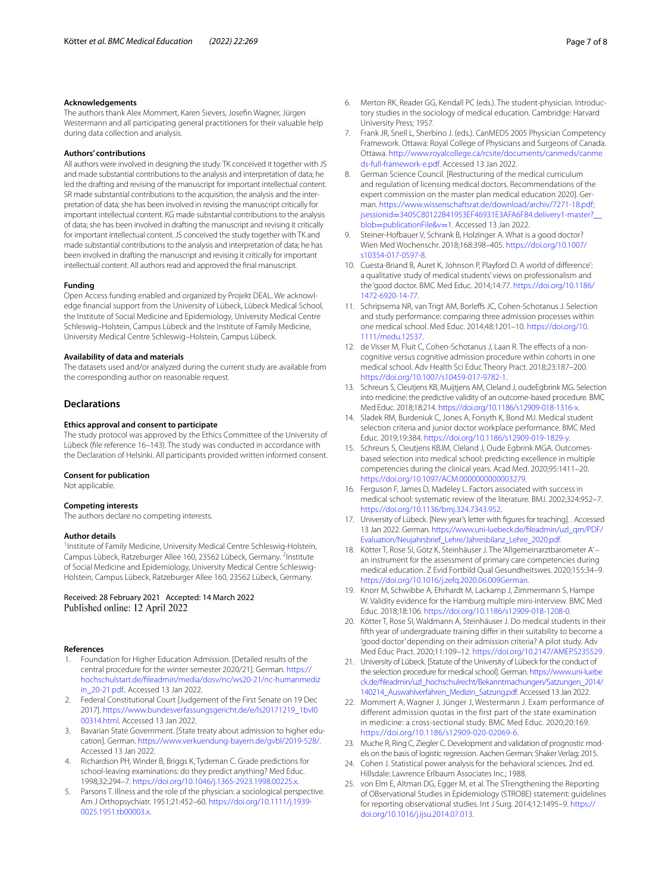### Acknowledgements

The authors thank Alex Mommert, Karen Sievers, Josefin Wagner, Jürgen Westermann and all participating general practitioners for their valuable help during data collection and analysis.

### Authors' contributions

All authors were involved in designing the study. TK conceived it together with JS and made substantial contributions to the analysis and interpretation of data; he led the drafting and revising of the manuscript for important intellectual content. SR made substantial contributions to the acquisition, the analysis and the interpretation of data; she has been involved in revising the manuscript critically for important intellectual content. KG made substantial contributions to the analysis of data; she has been involved in drafting the manuscript and revising it critically for important intellectual content. JS conceived the study together with TK and made substantial contributions to the analysis and interpretation of data; he has been involved in drafting the manuscript and revising it critically for important intellectual content. All authors read and approved the final manuscript.

### Funding

Open Access funding enabled and organized by Projekt DEAL. We acknowledge financial support from the University of Lübeck, Lübeck Medical School, the Institute of Social Medicine and Epidemiology, University Medical Centre Schleswig–Holstein, Campus Lübeck and the Institute of Family Medicine, University Medical Centre Schleswig–Holstein, Campus Lübeck.

### Availability of data and materials

The datasets used and/or analyzed during the current study are available from the corresponding author on reasonable request.

## Declarations

### Ethics approval and consent to participate

The study protocol was approved by the Ethics Committee of the University of Lübeck (file reference 16–143). The study was conducted in accordance with the Declaration of Helsinki. All participants provided written informed consent.

### Consent for publication

Not applicable.

### Competing interests

The authors declare no competing interests.

### Author details

[1]Institute of Family Medicine, University Medical Centre Schleswig-Holstein, Campus Lübeck, Ratzeburger Allee 160, 23562 Lübeck, Germany. [2]Institute of Social Medicine and Epidemiology, University Medical Centre Schleswig-Holstein, Campus Lübeck, Ratzeburger Allee 160, 23562 Lübeck, Germany.

Received: 28 February 2021 Accepted: 14 March 2022
Published online: 12 April 2022

### References

1. Foundation for Higher Education Admission. [Detailed results of the central procedure for the winter semester 2020/21]. German. https://hochschulstart.de/fileadmin/media/dosv/nc/ws20-21/nc-humanmedizin_20-21.pdf.. Accessed 13 Jan 2022.
2. Federal Constitutional Court [Judgement of the First Senate on 19 Dec 2017]. https://www.bundesverfassungsgericht.de/e/ls20171219_1bvl000314.html. Accessed 13 Jan 2022.
3. Bavarian State Government. [State treaty about admission to higher education]. German. https://www.verkuendung-bayern.de/gvbl/2019-528/. Accessed 13 Jan 2022.
4. Richardson PH, Winder B, Briggs K, Tydeman C. Grade predictions for school-leaving examinations: do they predict anything? Med Educ. 1998;32:294–7. https://doi.org/10.1046/j.1365-2923.1998.00225.x.
5. Parsons T. Illness and the role of the physician: a sociological perspective. Am J Orthopsychiatr. 1951;21:452–60. https://doi.org/10.1111/j.1939-0025.1951.tb00003.x.
6. Merton RK, Reader GG, Kendall PC (eds.). The student-physician. Introductory studies in the sociology of medical education. Cambridge: Harvard University Press; 1957.
7. Frank JR, Snell L, Sherbino J. (eds.). CanMEDS 2005 Physician Competency Framework. Ottawa: Royal College of Physicians and Surgeons of Canada. Ottawa. http://www.royalcollege.ca/rcsite/documents/canmeds/canmeds-full-framework-e.pdf. Accessed 13 Jan 2022.
8. German Science Council. [Restructuring of the medical curriculum and regulation of licensing medical doctors. Recommendations of the expert commission on the master plan medical education 2020]. German. https://www.wissenschaftsrat.de/download/archiv/7271-18.pdf;jsessionid=3405C80122B41953EF46931E3AFA6F84.delivery1-master?__blob=publicationFile&v=1. Accessed 13 Jan 2022.
9. Steiner-Hofbauer V, Schrank B, Holzinger A. What is a good doctor? Wien Med Wochenschr. 2018;168:398–405. https://doi.org/10.1007/s10354-017-0597-8.
10. Cuesta-Briand B, Auret K, Johnson P, Playford D. A world of difference': a qualitative study of medical students' views on professionalism and the 'good doctor. BMC Med Educ. 2014;14:77. https://doi.org/10.1186/1472-6920-14-77.
11. Schripsema NR, van Trigt AM, Borleffs JC, Cohen-Schotanus J. Selection and study performance: comparing three admission processes within one medical school. Med Educ. 2014;48:1201–10. https://doi.org/10.1111/medu.12537.
12. de Visser M, Fluit C, Cohen-Schotanus J, Laan R. The effects of a non-cognitive versus cognitive admission procedure within cohorts in one medical school. Adv Health Sci Educ Theory Pract. 2018;23:187–200. https://doi.org/10.1007/s10459-017-9782-1.
13. Schreurs S, Cleutjens KB, Muijtjens AM, Cleland J, oudeEgbrink MG. Selection into medicine: the predictive validity of an outcome-based procedure. BMC Med Educ. 2018;18:214. https://doi.org/10.1186/s12909-018-1316-x.
14. Sladek RM, Burdeniuk C, Jones A, Forsyth K, Bond MJ. Medical student selection criteria and junior doctor workplace performance. BMC Med Educ. 2019;19:384. https://doi.org/10.1186/s12909-019-1829-y.
15. Schreurs S, Cleutjens KBJM, Cleland J, Oude Egbrink MGA. Outcomes-based selection into medical school: predicting excellence in multiple competencies during the clinical years. Acad Med. 2020;95:1411–20. https://doi.org/10.1097/ACM.0000000000003279.
16. Ferguson F, James D, Madeley L. Factors associated with success in medical school: systematic review of the literature. BMJ. 2002;324:952–7. https://doi.org/10.1136/bmj.324.7343.952.
17. University of Lübeck. [New year's letter with figures for teaching]. . Accessed 13 Jan 2022. German. https://www.uni-luebeck.de/fileadmin/uzl_qm/PDF/Evaluation/Neujahrsbrief_Lehre/Jahresbilanz_Lehre_2020.pdf.
18. Kötter T, Rose SI, Götz K, Steinhäuser J. The 'Allgemeinarztbarometer A' – an instrument for the assessment of primary care competencies during medical education. Z Evid Fortbild Qual Gesundheitswes. 2020;155:34–9. https://doi.org/10.1016/j.zefq.2020.06.009German.
19. Knorr M, Schwibbe A, Ehrhardt M, Lackamp J, Zimmermann S, Hampe W. Validity evidence for the Hamburg multiple mini-interview. BMC Med Educ. 2018;18:106. https://doi.org/10.1186/s12909-018-1208-0.
20. Kötter T, Rose SI, Waldmann A, Steinhäuser J. Do medical students in their fifth year of undergraduate training differ in their suitability to become a 'good doctor' depending on their admission criteria? A pilot study. Adv Med Educ Pract. 2020;11:109–12. https://doi.org/10.2147/AMEP.S235529.
21. University of Lübeck. [Statute of the University of Lübeck for the conduct of the selection procedure for medical school]. German. https://www.uni-luebeck.de/fileadmin/uzl_hochschulrecht/Bekanntmachungen/Satzungen_2014/140214_Auswahlverfahren_Medizin_Satzung.pdf. Accessed 13 Jan 2022.
22. Mommert A, Wagner J, Jünger J, Westermann J. Exam performance of different admission quotas in the first part of the state examination in medicine: a cross-sectional study. BMC Med Educ. 2020;20:169. https://doi.org/10.1186/s12909-020-02069-6.
23. Muche R, Ring C, Ziegler C. Development and validation of prognostic models on the basis of logistic regression. Aachen German: Shaker Verlag; 2015.
24. Cohen J. Statistical power analysis for the behavioral sciences. 2nd ed. Hillsdale: Lawrence Erlbaum Associates Inc.; 1988.
25. von Elm E, Altman DG, Egger M, et al. The STrengthening the Reporting of OBservational Studies in Epidemiology (STROBE) statement: guidelines for reporting observational studies. Int J Surg. 2014;12:1495–9. https://doi.org/10.1016/j.ijsu.2014.07.013.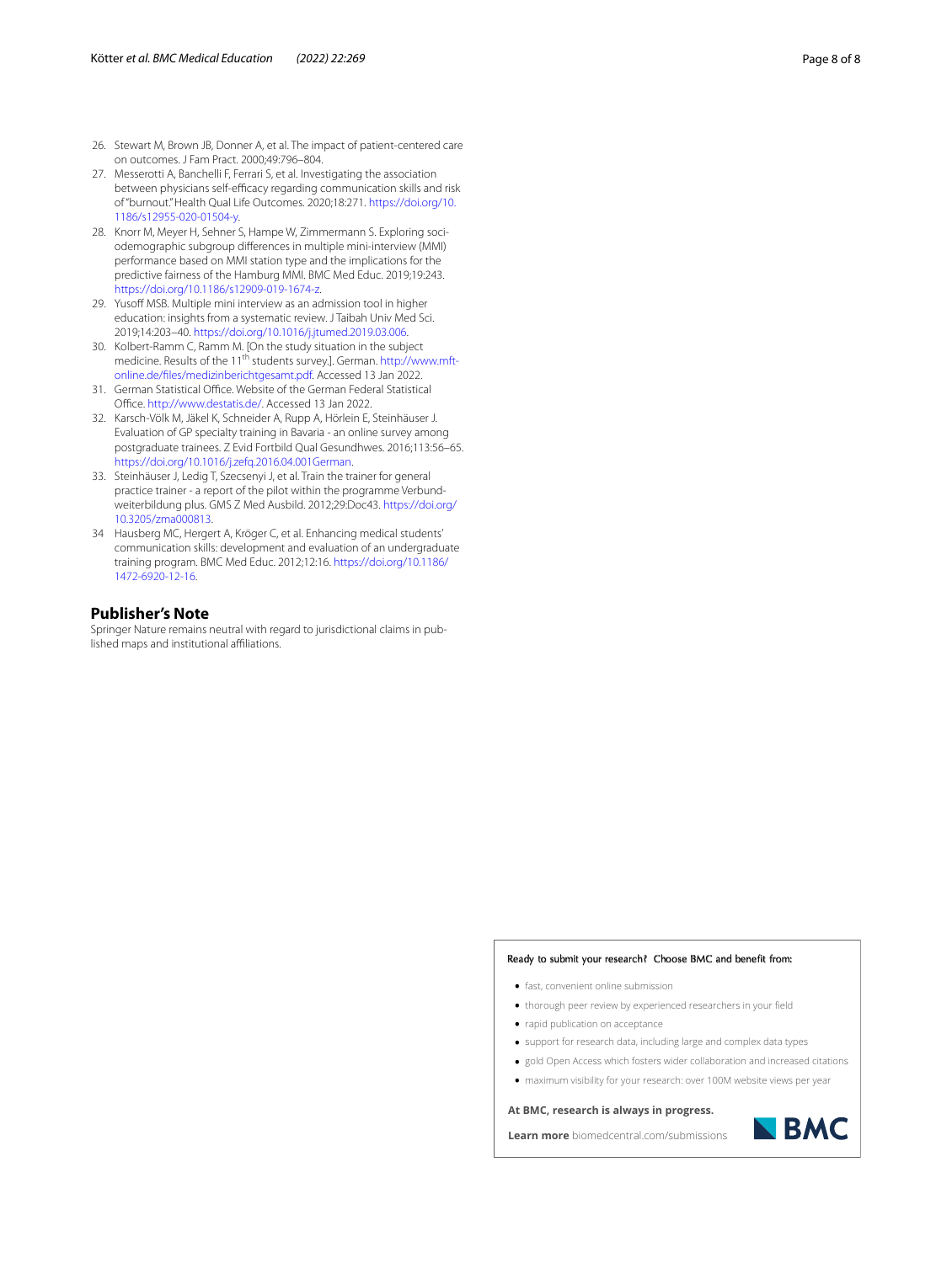26. Stewart M, Brown JB, Donner A, et al. The impact of patient-centered care on outcomes. J Fam Pract. 2000;49:796–804.
27. Messerotti A, Banchelli F, Ferrari S, et al. Investigating the association between physicians self-efficacy regarding communication skills and risk of "burnout." Health Qual Life Outcomes. 2020;18:271. https://doi.org/10.1186/s12955-020-01504-y.
28. Knorr M, Meyer H, Sehner S, Hampe W, Zimmermann S. Exploring sociodemographic subgroup differences in multiple mini-interview (MMI) performance based on MMI station type and the implications for the predictive fairness of the Hamburg MMI. BMC Med Educ. 2019;19:243. https://doi.org/10.1186/s12909-019-1674-z.
29. Yusoff MSB. Multiple mini interview as an admission tool in higher education: insights from a systematic review. J Taibah Univ Med Sci. 2019;14:203–40. https://doi.org/10.1016/j.jtumed.2019.03.006.
30. Kolbert-Ramm C, Ramm M. [On the study situation in the subject medicine. Results of the 11th students survey.]. German. http://www.mft-online.de/files/medizinberichtgesamt.pdf. Accessed 13 Jan 2022.
31. German Statistical Office. Website of the German Federal Statistical Office. http://www.destatis.de/. Accessed 13 Jan 2022.
32. Karsch-Völk M, Jäkel K, Schneider A, Rupp A, Hörlein E, Steinhäuser J. Evaluation of GP specialty training in Bavaria - an online survey among postgraduate trainees. Z Evid Fortbild Qual Gesundhwes. 2016;113:56–65. https://doi.org/10.1016/j.zefq.2016.04.001German.
33. Steinhäuser J, Ledig T, Szecsenyi J, et al. Train the trainer for general practice trainer - a report of the pilot within the programme Verbundweiterbildung plus. GMS Z Med Ausbild. 2012;29:Doc43. https://doi.org/10.3205/zma000813.
34. Hausberg MC, Hergert A, Kröger C, et al. Enhancing medical students' communication skills: development and evaluation of an undergraduate training program. BMC Med Educ. 2012;12:16. https://doi.org/10.1186/1472-6920-12-16.

## Publisher's Note

Springer Nature remains neutral with regard to jurisdictional claims in published maps and institutional affiliations.

Ready to submit your research? Choose BMC and benefit from:

- fast, convenient online submission
- thorough peer review by experienced researchers in your field
- rapid publication on acceptance
- support for research data, including large and complex data types
- gold Open Access which fosters wider collaboration and increased citations
- maximum visibility for your research: over 100M website views per year

**At BMC, research is always in progress.**

**Learn more** biomedcentral.com/submissions

BMC